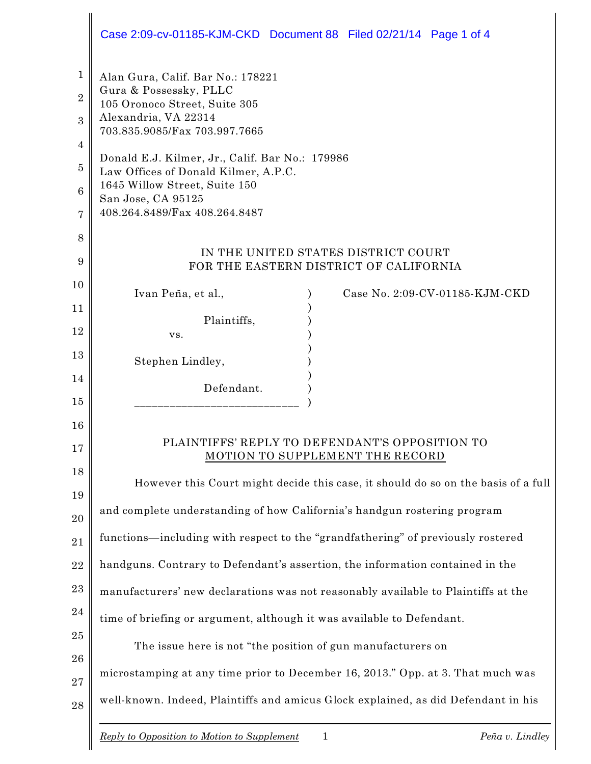Alan Gura, Calif. Bar No.: 178221
Gura & Possessky, PLLC
105 Oronoco Street, Suite 305
Alexandria, VA 22314
703.835.9085/Fax 703.997.7665

Donald E.J. Kilmer, Jr., Calif. Bar No.: 179986
Law Offices of Donald Kilmer, A.P.C.
1645 Willow Street, Suite 150
San Jose, CA 95125
408.264.8489/Fax 408.264.8487

IN THE UNITED STATES DISTRICT COURT
FOR THE EASTERN DISTRICT OF CALIFORNIA

| | |
|---|---|
| Ivan Peña, et al., Plaintiffs, vs. Stephen Lindley, Defendant. | Case No. 2:09-CV-01185-KJM-CKD |

## PLAINTIFFS' REPLY TO DEFENDANT'S OPPOSITION TO MOTION TO SUPPLEMENT THE RECORD

However this Court might decide this case, it should do so on the basis of a full and complete understanding of how California's handgun rostering program functions—including with respect to the "grandfathering" of previously rostered handguns. Contrary to Defendant's assertion, the information contained in the manufacturers' new declarations was not reasonably available to Plaintiffs at the time of briefing or argument, although it was available to Defendant.

The issue here is not "the position of gun manufacturers on microstamping at any time prior to December 16, 2013." Opp. at 3. That much was well-known. Indeed, Plaintiffs and amicus Glock explained, as did Defendant in his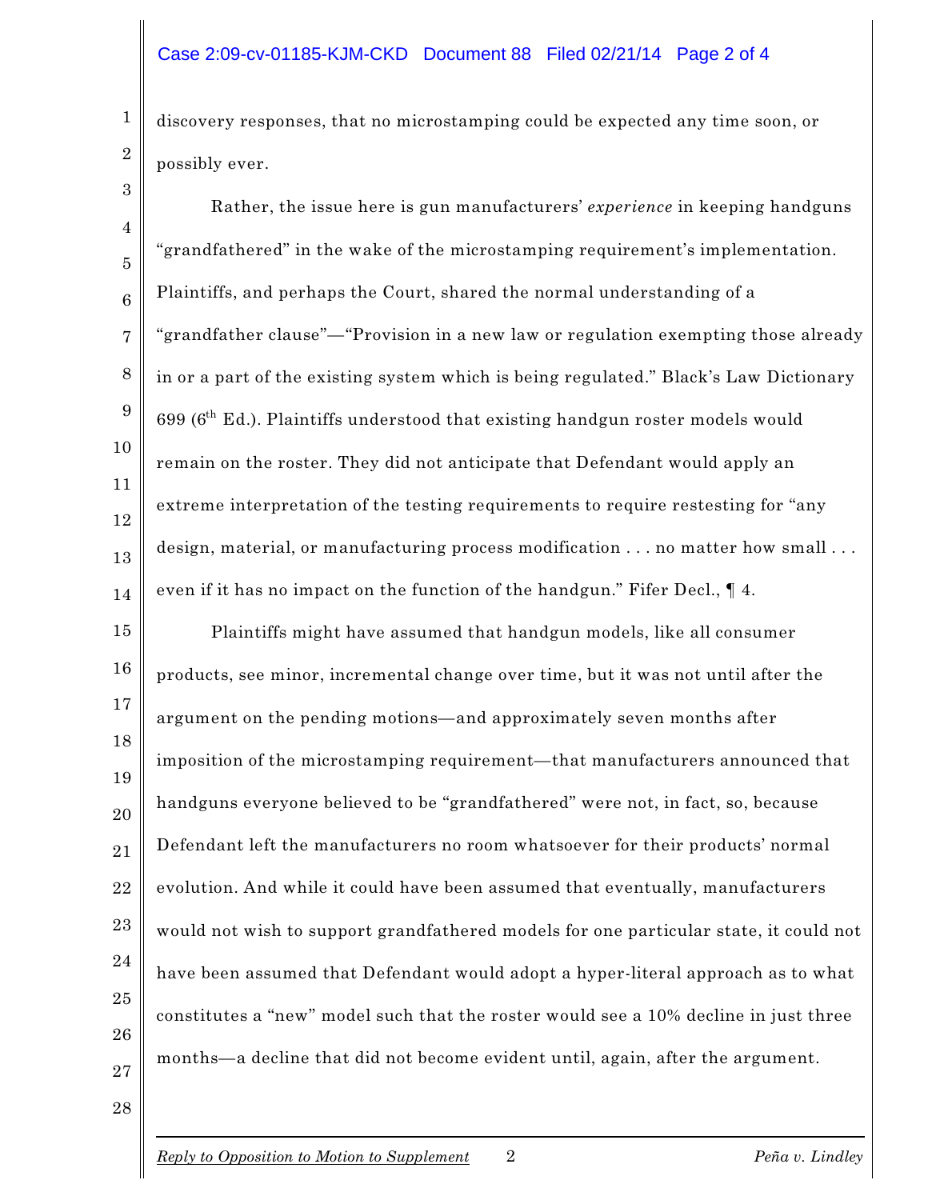discovery responses, that no microstamping could be expected any time soon, or possibly ever.

Rather, the issue here is gun manufacturers' *experience* in keeping handguns "grandfathered" in the wake of the microstamping requirement's implementation. Plaintiffs, and perhaps the Court, shared the normal understanding of a "grandfather clause"—"Provision in a new law or regulation exempting those already in or a part of the existing system which is being regulated." Black's Law Dictionary 699 (6th Ed.). Plaintiffs understood that existing handgun roster models would remain on the roster. They did not anticipate that Defendant would apply an extreme interpretation of the testing requirements to require restesting for "any design, material, or manufacturing process modification . . . no matter how small . . . even if it has no impact on the function of the handgun." Fifer Decl., ¶ 4.

Plaintiffs might have assumed that handgun models, like all consumer products, see minor, incremental change over time, but it was not until after the argument on the pending motions—and approximately seven months after imposition of the microstamping requirement—that manufacturers announced that handguns everyone believed to be "grandfathered" were not, in fact, so, because Defendant left the manufacturers no room whatsoever for their products' normal evolution. And while it could have been assumed that eventually, manufacturers would not wish to support grandfathered models for one particular state, it could not have been assumed that Defendant would adopt a hyper-literal approach as to what constitutes a "new" model such that the roster would see a 10% decline in just three months—a decline that did not become evident until, again, after the argument.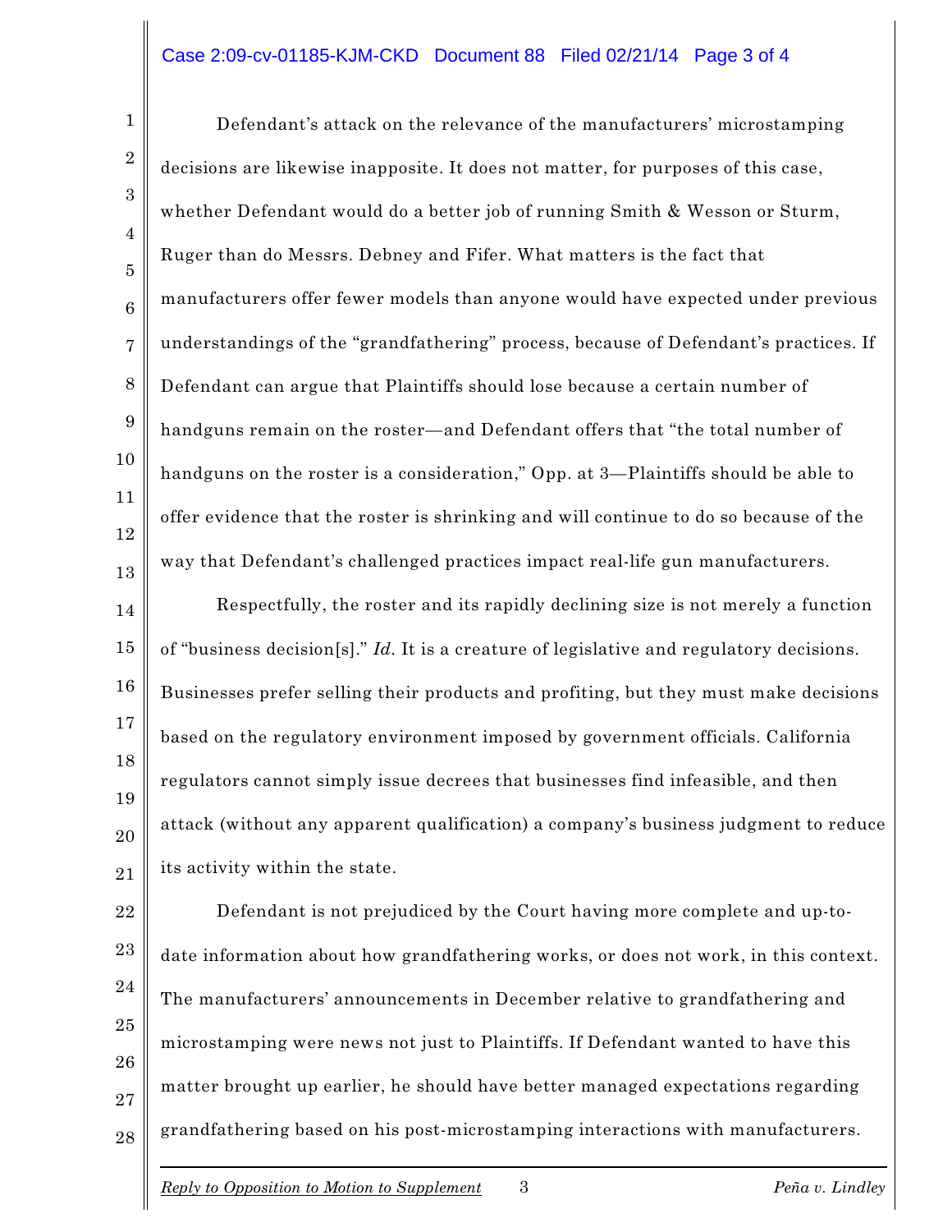Defendant's attack on the relevance of the manufacturers' microstamping decisions are likewise inapposite. It does not matter, for purposes of this case, whether Defendant would do a better job of running Smith & Wesson or Sturm, Ruger than do Messrs. Debney and Fifer. What matters is the fact that manufacturers offer fewer models than anyone would have expected under previous understandings of the "grandfathering" process, because of Defendant's practices. If Defendant can argue that Plaintiffs should lose because a certain number of handguns remain on the roster—and Defendant offers that "the total number of handguns on the roster is a consideration," Opp. at 3—Plaintiffs should be able to offer evidence that the roster is shrinking and will continue to do so because of the way that Defendant's challenged practices impact real-life gun manufacturers.

Respectfully, the roster and its rapidly declining size is not merely a function of "business decision[s]." *Id*. It is a creature of legislative and regulatory decisions. Businesses prefer selling their products and profiting, but they must make decisions based on the regulatory environment imposed by government officials. California regulators cannot simply issue decrees that businesses find infeasible, and then attack (without any apparent qualification) a company's business judgment to reduce its activity within the state.

Defendant is not prejudiced by the Court having more complete and up-to-date information about how grandfathering works, or does not work, in this context. The manufacturers' announcements in December relative to grandfathering and microstamping were news not just to Plaintiffs. If Defendant wanted to have this matter brought up earlier, he should have better managed expectations regarding grandfathering based on his post-microstamping interactions with manufacturers.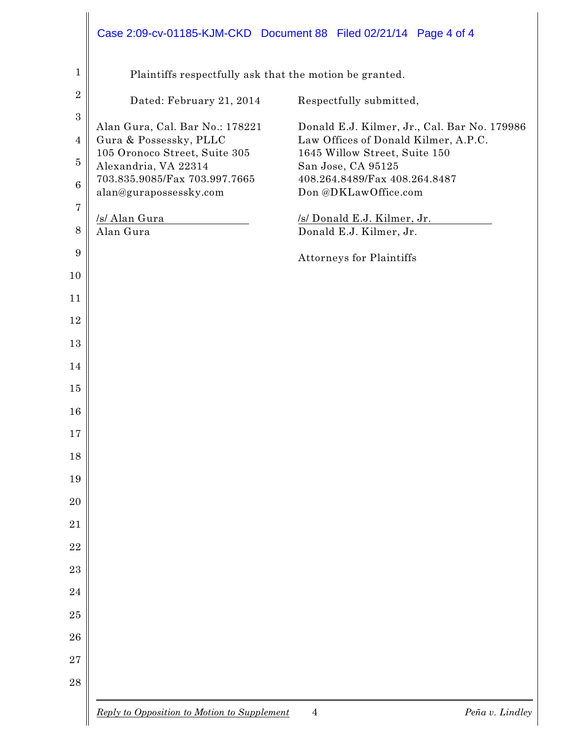Plaintiffs respectfully ask that the motion be granted.

Dated: February 21, 2014

Respectfully submitted,

Alan Gura, Cal. Bar No.: 178221
Gura & Possessky, PLLC
105 Oronoco Street, Suite 305
Alexandria, VA 22314
703.835.9085/Fax 703.997.7665
alan@gurapossessky.com

/s/ Alan Gura
Alan Gura

Donald E.J. Kilmer, Jr., Cal. Bar No. 179986
Law Offices of Donald Kilmer, A.P.C.
1645 Willow Street, Suite 150
San Jose, CA 95125
408.264.8489/Fax 408.264.8487
Don @DKLawOffice.com

/s/ Donald E.J. Kilmer, Jr.
Donald E.J. Kilmer, Jr.

Attorneys for Plaintiffs